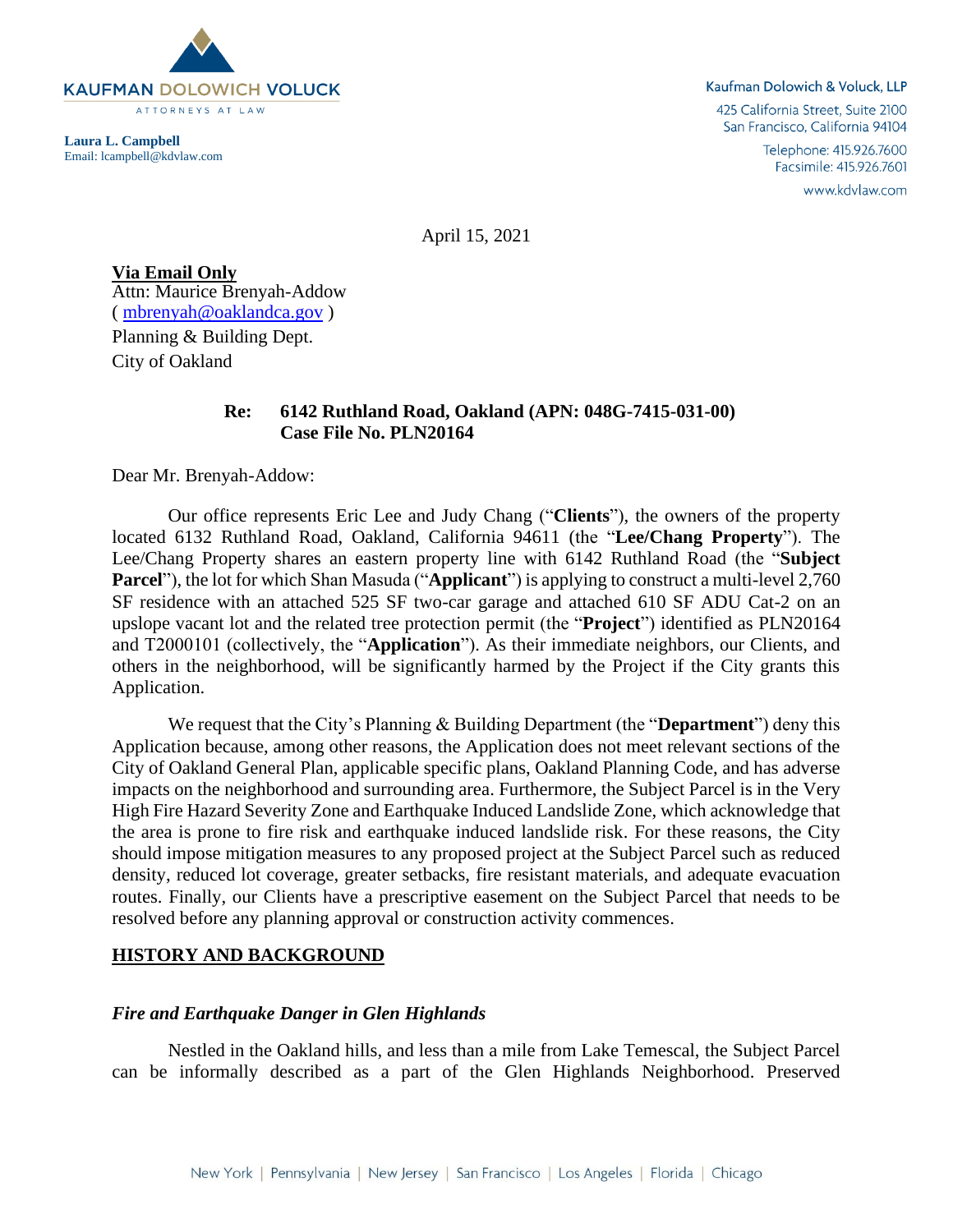**KAUFMAN DOLOWICH VOLUCK**
ATTORNEYS AT LAW

**Laura L. Campbell**
Email: lcampbell@kdvlaw.com

Kaufman Dolowich & Voluck, LLP
425 California Street, Suite 2100
San Francisco, California 94104
Telephone: 415.926.7600
Facsimile: 415.926.7601
www.kdvlaw.com

April 15, 2021

**Via Email Only**
Attn: Maurice Brenyah-Addow
( mbrenyah@oaklandca.gov )
Planning & Building Dept.
City of Oakland

**Re: 6142 Ruthland Road, Oakland (APN: 048G-7415-031-00)**
**Case File No. PLN20164**

Dear Mr. Brenyah-Addow:

Our office represents Eric Lee and Judy Chang ("**Clients**"), the owners of the property located 6132 Ruthland Road, Oakland, California 94611 (the "**Lee/Chang Property**"). The Lee/Chang Property shares an eastern property line with 6142 Ruthland Road (the "**Subject Parcel**"), the lot for which Shan Masuda ("**Applicant**") is applying to construct a multi-level 2,760 SF residence with an attached 525 SF two-car garage and attached 610 SF ADU Cat-2 on an upslope vacant lot and the related tree protection permit (the "**Project**") identified as PLN20164 and T2000101 (collectively, the "**Application**"). As their immediate neighbors, our Clients, and others in the neighborhood, will be significantly harmed by the Project if the City grants this Application.

We request that the City's Planning & Building Department (the "**Department**") deny this Application because, among other reasons, the Application does not meet relevant sections of the City of Oakland General Plan, applicable specific plans, Oakland Planning Code, and has adverse impacts on the neighborhood and surrounding area. Furthermore, the Subject Parcel is in the Very High Fire Hazard Severity Zone and Earthquake Induced Landslide Zone, which acknowledge that the area is prone to fire risk and earthquake induced landslide risk. For these reasons, the City should impose mitigation measures to any proposed project at the Subject Parcel such as reduced density, reduced lot coverage, greater setbacks, fire resistant materials, and adequate evacuation routes. Finally, our Clients have a prescriptive easement on the Subject Parcel that needs to be resolved before any planning approval or construction activity commences.

## HISTORY AND BACKGROUND

### *Fire and Earthquake Danger in Glen Highlands*

Nestled in the Oakland hills, and less than a mile from Lake Temescal, the Subject Parcel can be informally described as a part of the Glen Highlands Neighborhood. Preserved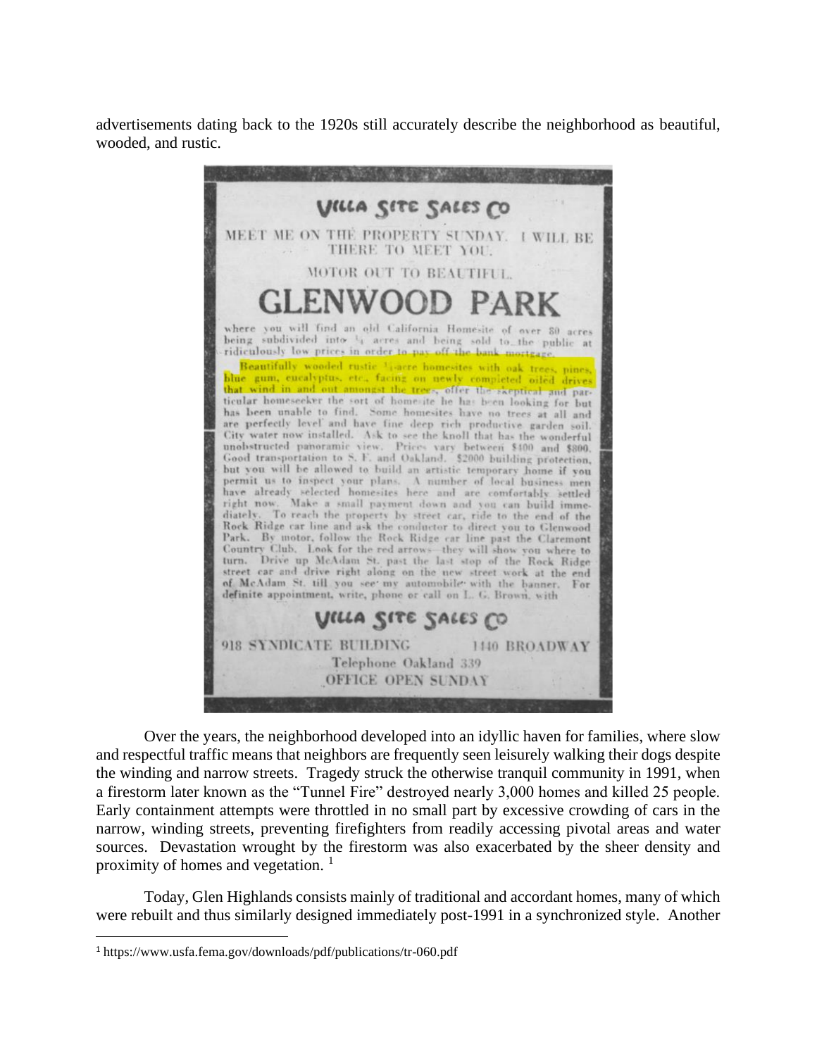advertisements dating back to the 1920s still accurately describe the neighborhood as beautiful, wooded, and rustic.

> **VILLA SITE SALES CO**
>
> MEET ME ON THE PROPERTY SUNDAY. I WILL BE THERE TO MEET YOU.
>
> MOTOR OUT TO BEAUTIFUL
>
> **GLENWOOD PARK**
>
> where you will find an old California Homesite of over 80 acres being subdivided into ¼ acres and being sold to the public at ridiculously low prices in order to pay off the bank mortgage.
>
> Beautifully wooded rustic ¼-acre homesites with oak trees, pines, blue gum, eucalyptus, etc., facing on newly completed oiled drives that wind in and out amongst the trees, offer the skeptical and particular homeseeker the sort of homesite he has been looking for but has been unable to find. Some homesites have no trees at all and are perfectly level and have fine deep rich productive garden soil. City water now installed. Ask to see the knoll that has the wonderful unobstructed panoramic view. Prices vary between $400 and $800. Good transportation to S. F. and Oakland. $2000 building protection, but you will be allowed to build an artistic temporary home if you permit us to inspect your plans. A number of local business men have already selected homesites here and are comfortably settled right now. Make a small payment down and you can build immediately. To reach the property by street car, ride to the end of the Rock Ridge car line and ask the conductor to direct you to Glenwood Park. By motor, follow the Rock Ridge car line past the Claremont Country Club. Look for the red arrows—they will show you where to turn. Drive up McAdam St. past the last stop of the Rock Ridge street car and drive right along on the new street work at the end of McAdam St. till you see my automobile with the banner. For definite appointment, write, phone or call on L. G. Brown, with
>
> **VILLA SITE SALES CO**
>
> 918 SYNDICATE BUILDING 1440 BROADWAY
>
> Telephone Oakland 339
>
> OFFICE OPEN SUNDAY

Over the years, the neighborhood developed into an idyllic haven for families, where slow and respectful traffic means that neighbors are frequently seen leisurely walking their dogs despite the winding and narrow streets. Tragedy struck the otherwise tranquil community in 1991, when a firestorm later known as the "Tunnel Fire" destroyed nearly 3,000 homes and killed 25 people. Early containment attempts were throttled in no small part by excessive crowding of cars in the narrow, winding streets, preventing firefighters from readily accessing pivotal areas and water sources. Devastation wrought by the firestorm was also exacerbated by the sheer density and proximity of homes and vegetation. [1]

Today, Glen Highlands consists mainly of traditional and accordant homes, many of which were rebuilt and thus similarly designed immediately post-1991 in a synchronized style. Another

---

[1] https://www.usfa.fema.gov/downloads/pdf/publications/tr-060.pdf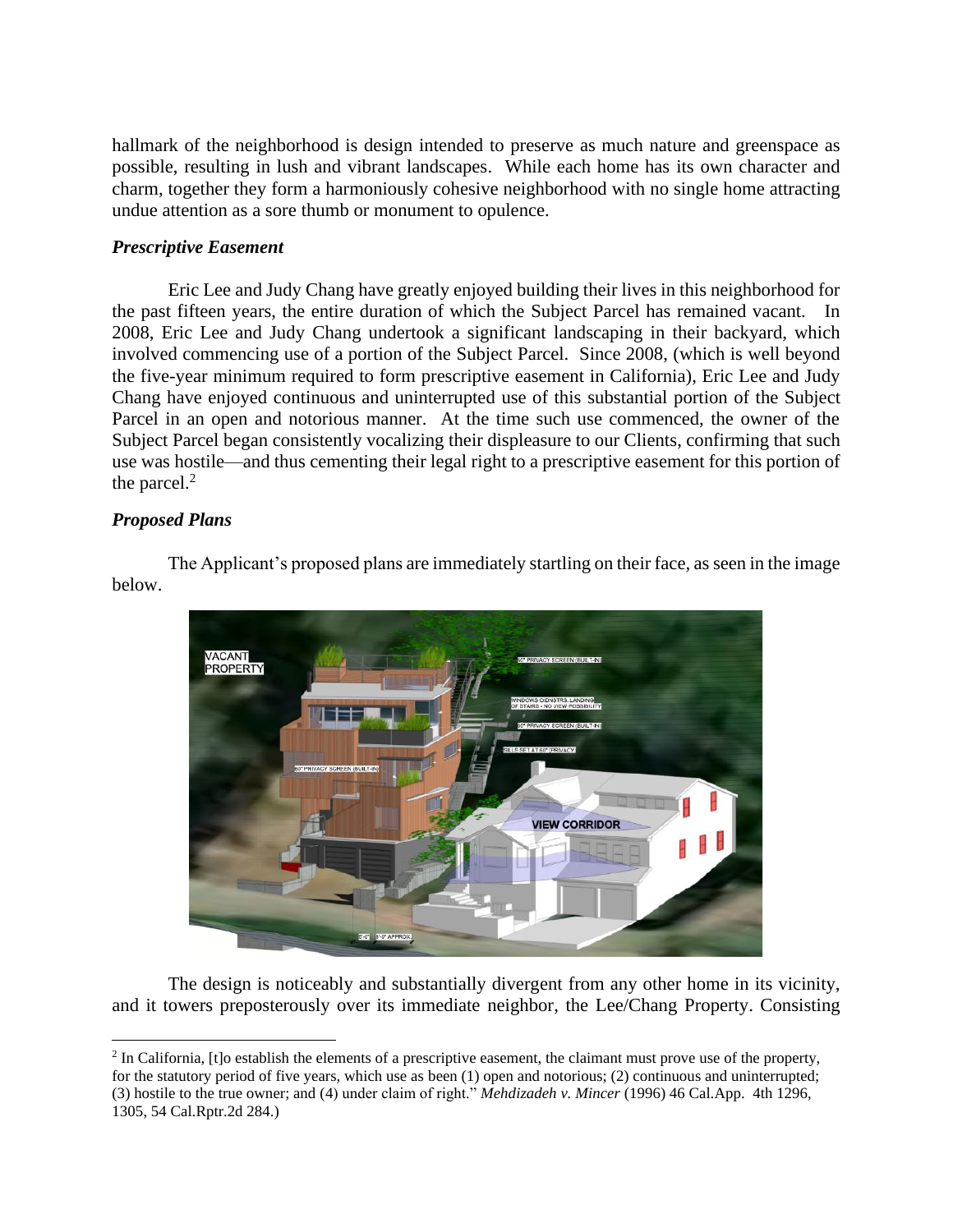hallmark of the neighborhood is design intended to preserve as much nature and greenspace as possible, resulting in lush and vibrant landscapes. While each home has its own character and charm, together they form a harmoniously cohesive neighborhood with no single home attracting undue attention as a sore thumb or monument to opulence.

***Prescriptive Easement***

Eric Lee and Judy Chang have greatly enjoyed building their lives in this neighborhood for the past fifteen years, the entire duration of which the Subject Parcel has remained vacant. In 2008, Eric Lee and Judy Chang undertook a significant landscaping in their backyard, which involved commencing use of a portion of the Subject Parcel. Since 2008, (which is well beyond the five-year minimum required to form prescriptive easement in California), Eric Lee and Judy Chang have enjoyed continuous and uninterrupted use of this substantial portion of the Subject Parcel in an open and notorious manner. At the time such use commenced, the owner of the Subject Parcel began consistently vocalizing their displeasure to our Clients, confirming that such use was hostile—and thus cementing their legal right to a prescriptive easement for this portion of the parcel.[2]

***Proposed Plans***

The Applicant's proposed plans are immediately startling on their face, as seen in the image below.

The design is noticeably and substantially divergent from any other home in its vicinity, and it towers preposterously over its immediate neighbor, the Lee/Chang Property. Consisting

[2] In California, [t]o establish the elements of a prescriptive easement, the claimant must prove use of the property, for the statutory period of five years, which use as been (1) open and notorious; (2) continuous and uninterrupted; (3) hostile to the true owner; and (4) under claim of right." *Mehdizadeh v. Mincer* (1996) 46 Cal.App. 4th 1296, 1305, 54 Cal.Rptr.2d 284.)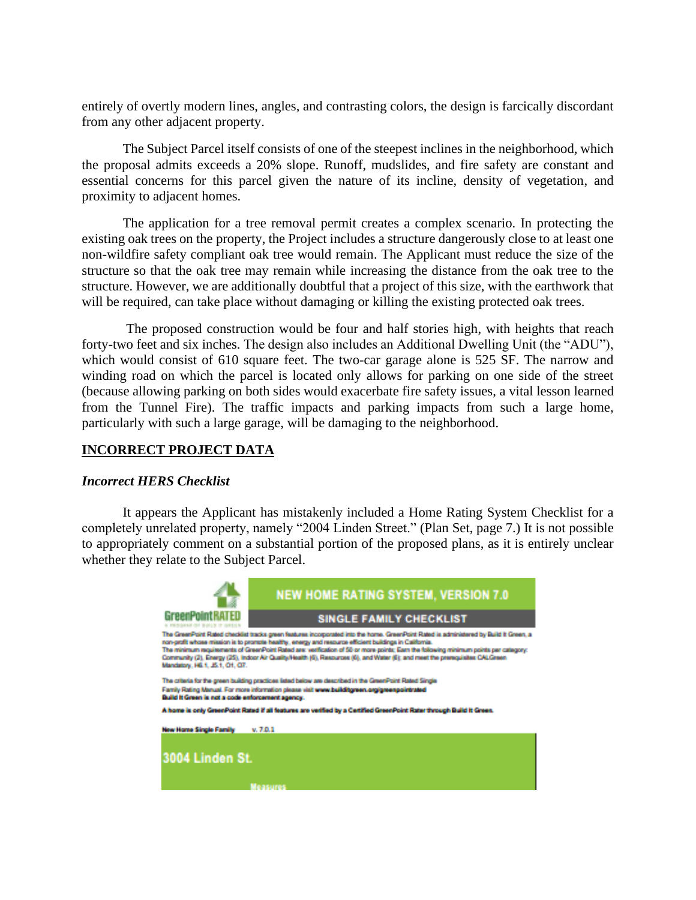entirely of overtly modern lines, angles, and contrasting colors, the design is farcically discordant from any other adjacent property.

The Subject Parcel itself consists of one of the steepest inclines in the neighborhood, which the proposal admits exceeds a 20% slope. Runoff, mudslides, and fire safety are constant and essential concerns for this parcel given the nature of its incline, density of vegetation, and proximity to adjacent homes.

The application for a tree removal permit creates a complex scenario. In protecting the existing oak trees on the property, the Project includes a structure dangerously close to at least one non-wildfire safety compliant oak tree would remain. The Applicant must reduce the size of the structure so that the oak tree may remain while increasing the distance from the oak tree to the structure. However, we are additionally doubtful that a project of this size, with the earthwork that will be required, can take place without damaging or killing the existing protected oak trees.

The proposed construction would be four and half stories high, with heights that reach forty-two feet and six inches. The design also includes an Additional Dwelling Unit (the "ADU"), which would consist of 610 square feet. The two-car garage alone is 525 SF. The narrow and winding road on which the parcel is located only allows for parking on one side of the street (because allowing parking on both sides would exacerbate fire safety issues, a vital lesson learned from the Tunnel Fire). The traffic impacts and parking impacts from such a large home, particularly with such a large garage, will be damaging to the neighborhood.

## INCORRECT PROJECT DATA

### *Incorrect HERS Checklist*

It appears the Applicant has mistakenly included a Home Rating System Checklist for a completely unrelated property, namely "2004 Linden Street." (Plan Set, page 7.) It is not possible to appropriately comment on a substantial portion of the proposed plans, as it is entirely unclear whether they relate to the Subject Parcel.

GreenPointRATED — NEW HOME RATING SYSTEM, VERSION 7.0 — SINGLE FAMILY CHECKLIST

The GreenPoint Rated checklist tracks green features incorporated into the home. GreenPoint Rated is administered by Build It Green, a non-profit whose mission is to promote healthy, energy and resource efficient buildings in California.
The minimum requirements of GreenPoint Rated are: verification of 50 or more points; Earn the following minimum points per category: Community (2), Energy (25), Indoor Air Quality/Health (6), Resources (6), and Water (6); and meet the prerequisites CALGreen Mandatory, H6.1, J5.1, O1, O7.

The criteria for the green building practices listed below are described in the GreenPoint Rated Single Family Rating Manual. For more information please visit www.builditgreen.org/greenpointrated
Build It Green is not a code enforcement agency.

A home is only GreenPoint Rated if all features are verified by a Certified GreenPoint Rater through Build It Green.

New Home Single Family v. 7.0.1

3004 Linden St.

Measures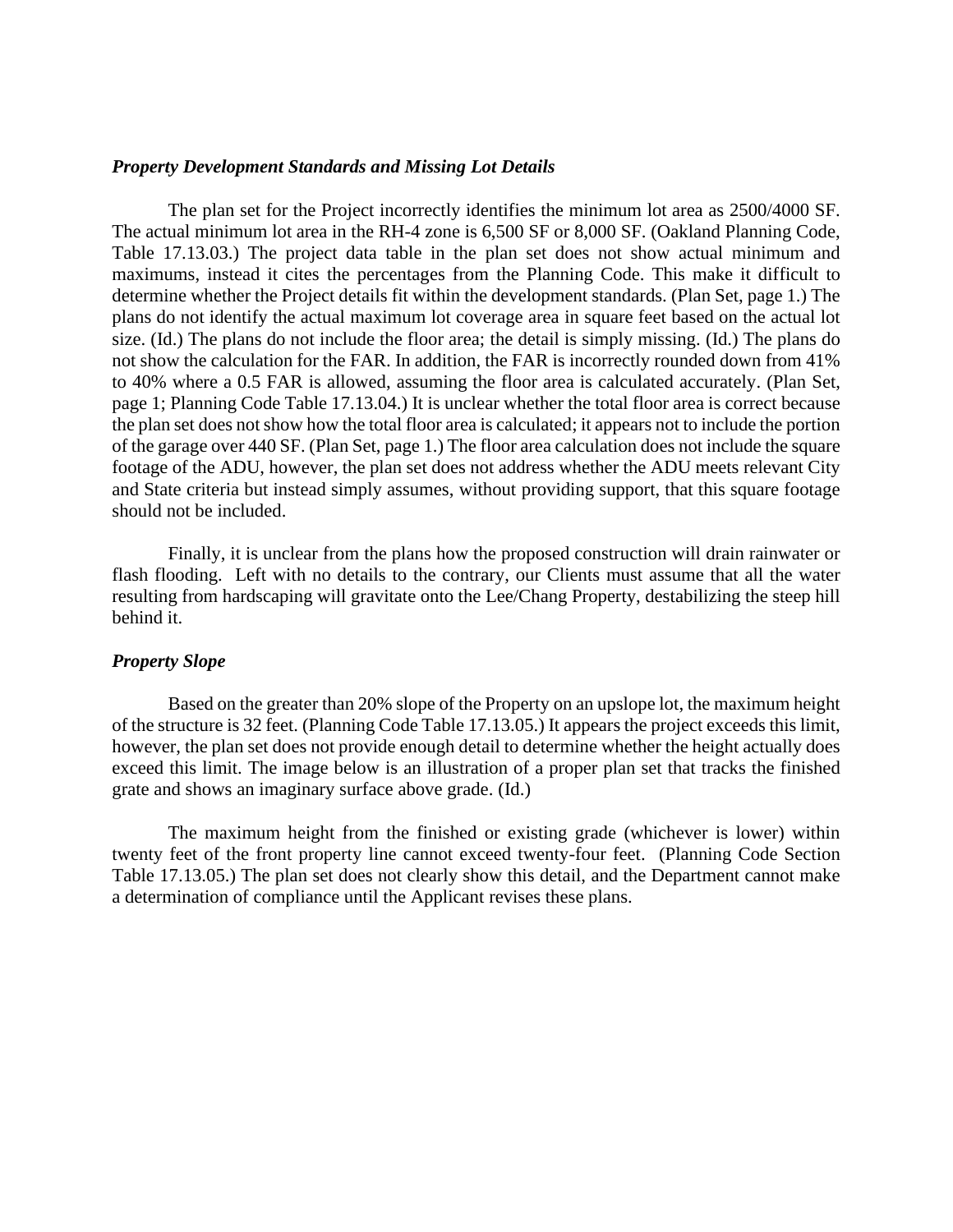***Property Development Standards and Missing Lot Details***

The plan set for the Project incorrectly identifies the minimum lot area as 2500/4000 SF. The actual minimum lot area in the RH-4 zone is 6,500 SF or 8,000 SF. (Oakland Planning Code, Table 17.13.03.) The project data table in the plan set does not show actual minimum and maximums, instead it cites the percentages from the Planning Code. This make it difficult to determine whether the Project details fit within the development standards. (Plan Set, page 1.) The plans do not identify the actual maximum lot coverage area in square feet based on the actual lot size. (Id.) The plans do not include the floor area; the detail is simply missing. (Id.) The plans do not show the calculation for the FAR. In addition, the FAR is incorrectly rounded down from 41% to 40% where a 0.5 FAR is allowed, assuming the floor area is calculated accurately. (Plan Set, page 1; Planning Code Table 17.13.04.) It is unclear whether the total floor area is correct because the plan set does not show how the total floor area is calculated; it appears not to include the portion of the garage over 440 SF. (Plan Set, page 1.) The floor area calculation does not include the square footage of the ADU, however, the plan set does not address whether the ADU meets relevant City and State criteria but instead simply assumes, without providing support, that this square footage should not be included.

Finally, it is unclear from the plans how the proposed construction will drain rainwater or flash flooding. Left with no details to the contrary, our Clients must assume that all the water resulting from hardscaping will gravitate onto the Lee/Chang Property, destabilizing the steep hill behind it.

***Property Slope***

Based on the greater than 20% slope of the Property on an upslope lot, the maximum height of the structure is 32 feet. (Planning Code Table 17.13.05.) It appears the project exceeds this limit, however, the plan set does not provide enough detail to determine whether the height actually does exceed this limit. The image below is an illustration of a proper plan set that tracks the finished grate and shows an imaginary surface above grade. (Id.)

The maximum height from the finished or existing grade (whichever is lower) within twenty feet of the front property line cannot exceed twenty-four feet. (Planning Code Section Table 17.13.05.) The plan set does not clearly show this detail, and the Department cannot make a determination of compliance until the Applicant revises these plans.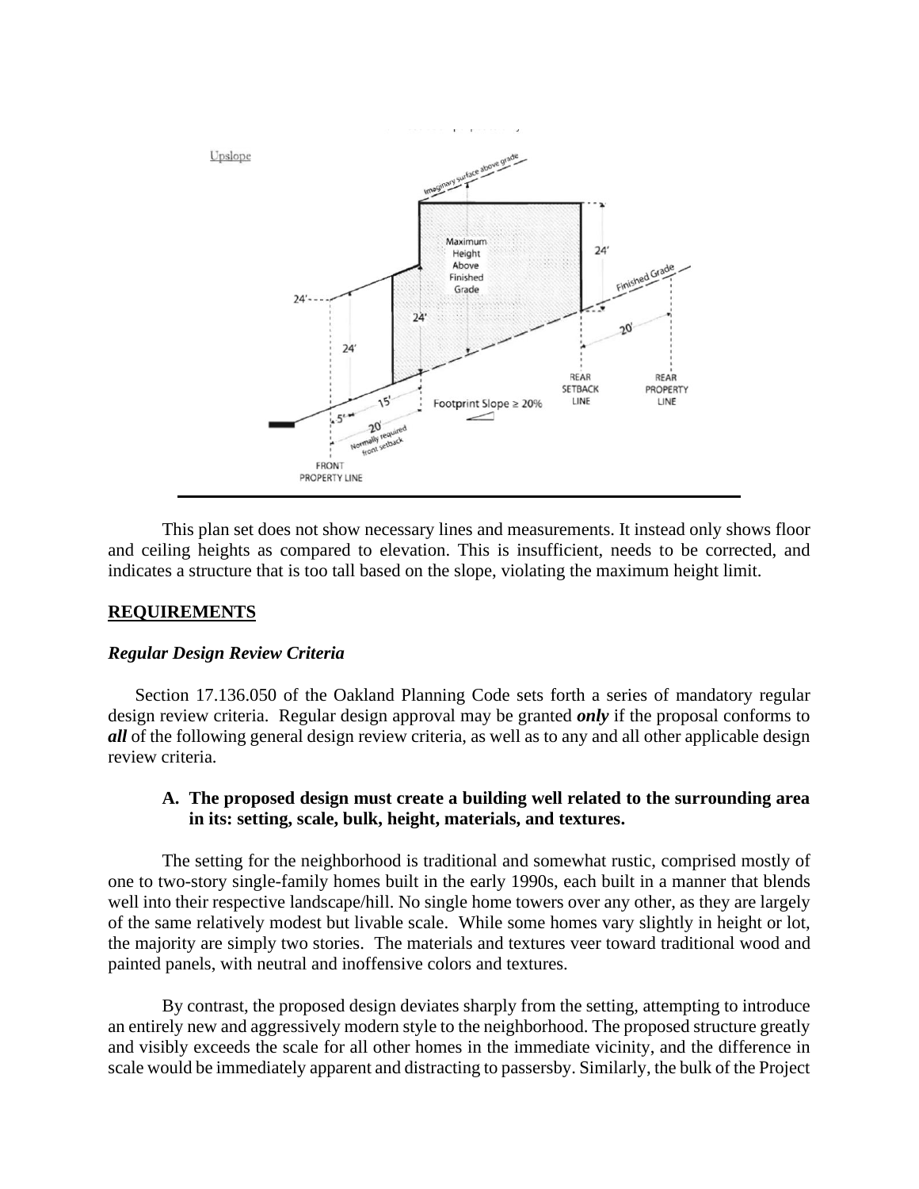This plan set does not show necessary lines and measurements. It instead only shows floor and ceiling heights as compared to elevation. This is insufficient, needs to be corrected, and indicates a structure that is too tall based on the slope, violating the maximum height limit.

## REQUIREMENTS

### *Regular Design Review Criteria*

Section 17.136.050 of the Oakland Planning Code sets forth a series of mandatory regular design review criteria. Regular design approval may be granted ***only*** if the proposal conforms to ***all*** of the following general design review criteria, as well as to any and all other applicable design review criteria.

#### A. The proposed design must create a building well related to the surrounding area in its: setting, scale, bulk, height, materials, and textures.

The setting for the neighborhood is traditional and somewhat rustic, comprised mostly of one to two-story single-family homes built in the early 1990s, each built in a manner that blends well into their respective landscape/hill. No single home towers over any other, as they are largely of the same relatively modest but livable scale. While some homes vary slightly in height or lot, the majority are simply two stories. The materials and textures veer toward traditional wood and painted panels, with neutral and inoffensive colors and textures.

By contrast, the proposed design deviates sharply from the setting, attempting to introduce an entirely new and aggressively modern style to the neighborhood. The proposed structure greatly and visibly exceeds the scale for all other homes in the immediate vicinity, and the difference in scale would be immediately apparent and distracting to passersby. Similarly, the bulk of the Project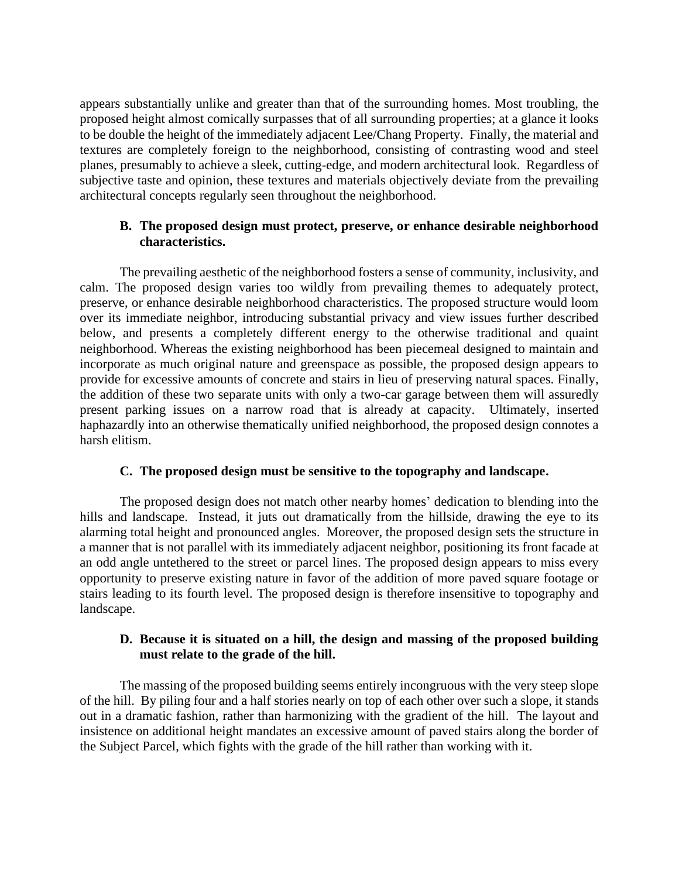appears substantially unlike and greater than that of the surrounding homes. Most troubling, the proposed height almost comically surpasses that of all surrounding properties; at a glance it looks to be double the height of the immediately adjacent Lee/Chang Property. Finally, the material and textures are completely foreign to the neighborhood, consisting of contrasting wood and steel planes, presumably to achieve a sleek, cutting-edge, and modern architectural look. Regardless of subjective taste and opinion, these textures and materials objectively deviate from the prevailing architectural concepts regularly seen throughout the neighborhood.

### B. The proposed design must protect, preserve, or enhance desirable neighborhood characteristics.

The prevailing aesthetic of the neighborhood fosters a sense of community, inclusivity, and calm. The proposed design varies too wildly from prevailing themes to adequately protect, preserve, or enhance desirable neighborhood characteristics. The proposed structure would loom over its immediate neighbor, introducing substantial privacy and view issues further described below, and presents a completely different energy to the otherwise traditional and quaint neighborhood. Whereas the existing neighborhood has been piecemeal designed to maintain and incorporate as much original nature and greenspace as possible, the proposed design appears to provide for excessive amounts of concrete and stairs in lieu of preserving natural spaces. Finally, the addition of these two separate units with only a two-car garage between them will assuredly present parking issues on a narrow road that is already at capacity. Ultimately, inserted haphazardly into an otherwise thematically unified neighborhood, the proposed design connotes a harsh elitism.

### C. The proposed design must be sensitive to the topography and landscape.

The proposed design does not match other nearby homes' dedication to blending into the hills and landscape. Instead, it juts out dramatically from the hillside, drawing the eye to its alarming total height and pronounced angles. Moreover, the proposed design sets the structure in a manner that is not parallel with its immediately adjacent neighbor, positioning its front facade at an odd angle untethered to the street or parcel lines. The proposed design appears to miss every opportunity to preserve existing nature in favor of the addition of more paved square footage or stairs leading to its fourth level. The proposed design is therefore insensitive to topography and landscape.

### D. Because it is situated on a hill, the design and massing of the proposed building must relate to the grade of the hill.

The massing of the proposed building seems entirely incongruous with the very steep slope of the hill. By piling four and a half stories nearly on top of each other over such a slope, it stands out in a dramatic fashion, rather than harmonizing with the gradient of the hill. The layout and insistence on additional height mandates an excessive amount of paved stairs along the border of the Subject Parcel, which fights with the grade of the hill rather than working with it.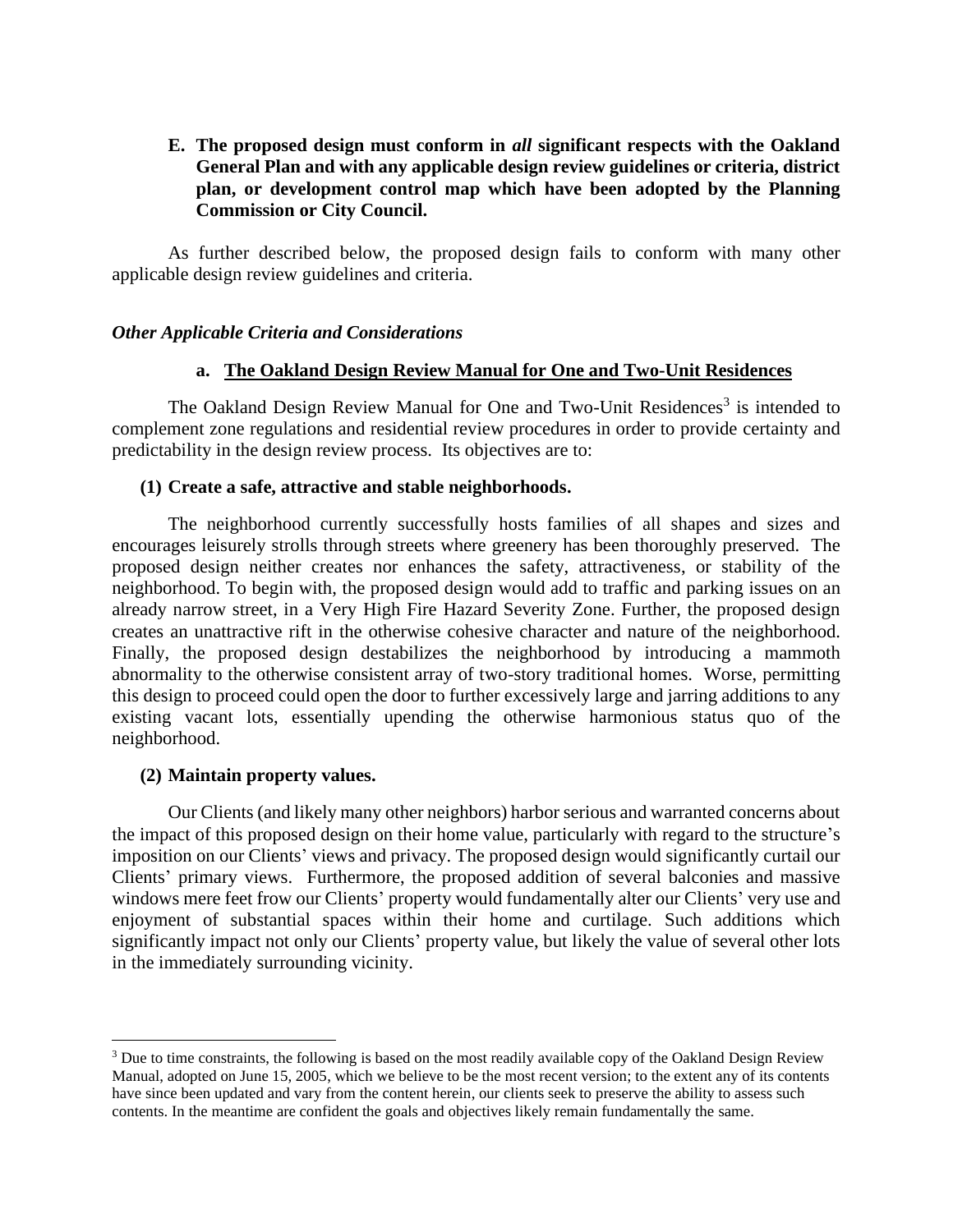**E. The proposed design must conform in *all* significant respects with the Oakland General Plan and with any applicable design review guidelines or criteria, district plan, or development control map which have been adopted by the Planning Commission or City Council.**

As further described below, the proposed design fails to conform with many other applicable design review guidelines and criteria.

***Other Applicable Criteria and Considerations***

**a. <u>The Oakland Design Review Manual for One and Two-Unit Residences</u>**

The Oakland Design Review Manual for One and Two-Unit Residences[3] is intended to complement zone regulations and residential review procedures in order to provide certainty and predictability in the design review process. Its objectives are to:

**(1) Create a safe, attractive and stable neighborhoods.**

The neighborhood currently successfully hosts families of all shapes and sizes and encourages leisurely strolls through streets where greenery has been thoroughly preserved. The proposed design neither creates nor enhances the safety, attractiveness, or stability of the neighborhood. To begin with, the proposed design would add to traffic and parking issues on an already narrow street, in a Very High Fire Hazard Severity Zone. Further, the proposed design creates an unattractive rift in the otherwise cohesive character and nature of the neighborhood. Finally, the proposed design destabilizes the neighborhood by introducing a mammoth abnormality to the otherwise consistent array of two-story traditional homes. Worse, permitting this design to proceed could open the door to further excessively large and jarring additions to any existing vacant lots, essentially upending the otherwise harmonious status quo of the neighborhood.

**(2) Maintain property values.**

Our Clients (and likely many other neighbors) harbor serious and warranted concerns about the impact of this proposed design on their home value, particularly with regard to the structure's imposition on our Clients' views and privacy. The proposed design would significantly curtail our Clients' primary views. Furthermore, the proposed addition of several balconies and massive windows mere feet frow our Clients' property would fundamentally alter our Clients' very use and enjoyment of substantial spaces within their home and curtilage. Such additions which significantly impact not only our Clients' property value, but likely the value of several other lots in the immediately surrounding vicinity.

---

[3] Due to time constraints, the following is based on the most readily available copy of the Oakland Design Review Manual, adopted on June 15, 2005, which we believe to be the most recent version; to the extent any of its contents have since been updated and vary from the content herein, our clients seek to preserve the ability to assess such contents. In the meantime are confident the goals and objectives likely remain fundamentally the same.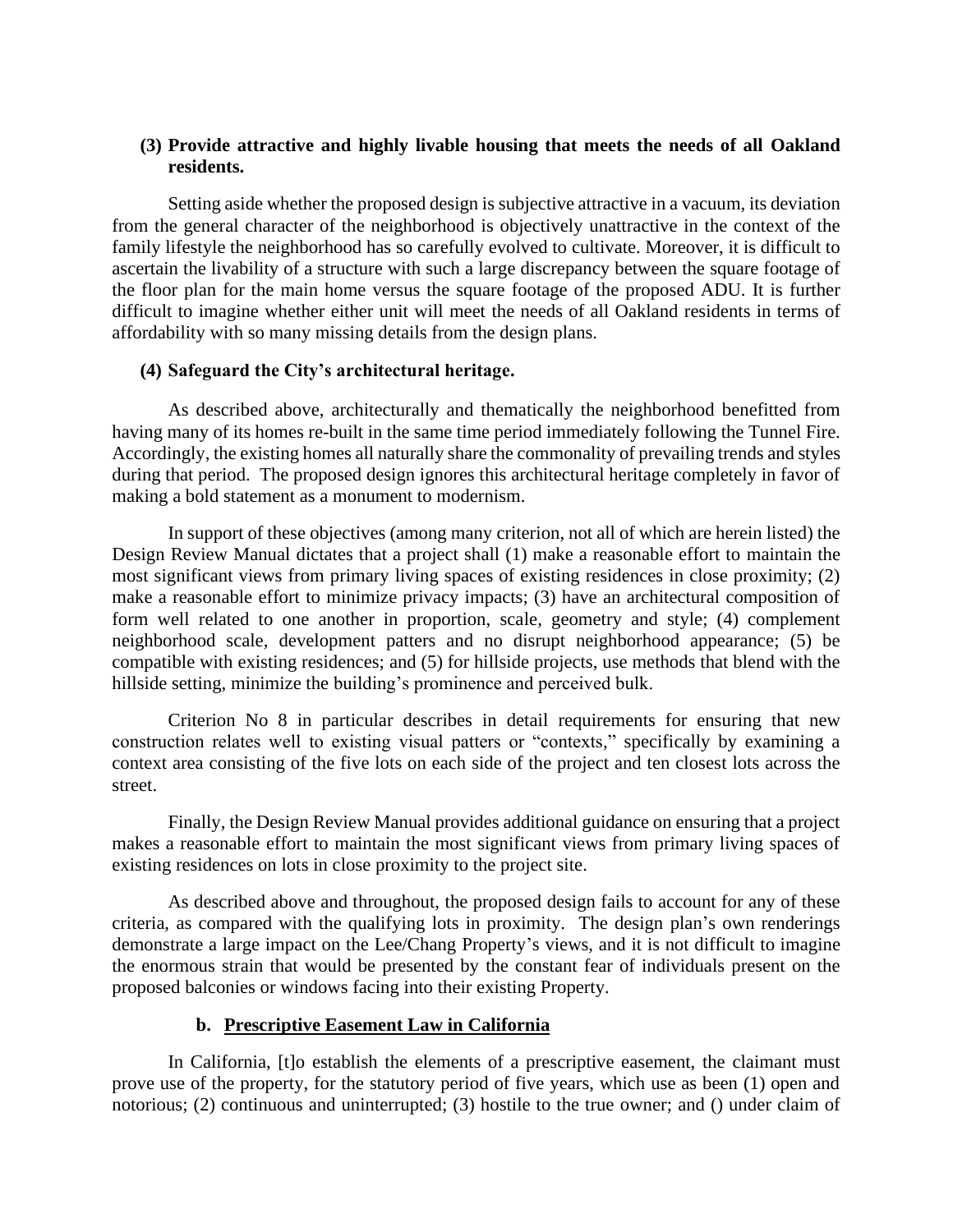**(3) Provide attractive and highly livable housing that meets the needs of all Oakland residents.**

Setting aside whether the proposed design is subjective attractive in a vacuum, its deviation from the general character of the neighborhood is objectively unattractive in the context of the family lifestyle the neighborhood has so carefully evolved to cultivate. Moreover, it is difficult to ascertain the livability of a structure with such a large discrepancy between the square footage of the floor plan for the main home versus the square footage of the proposed ADU. It is further difficult to imagine whether either unit will meet the needs of all Oakland residents in terms of affordability with so many missing details from the design plans.

**(4) Safeguard the City's architectural heritage.**

As described above, architecturally and thematically the neighborhood benefitted from having many of its homes re-built in the same time period immediately following the Tunnel Fire. Accordingly, the existing homes all naturally share the commonality of prevailing trends and styles during that period. The proposed design ignores this architectural heritage completely in favor of making a bold statement as a monument to modernism.

In support of these objectives (among many criterion, not all of which are herein listed) the Design Review Manual dictates that a project shall (1) make a reasonable effort to maintain the most significant views from primary living spaces of existing residences in close proximity; (2) make a reasonable effort to minimize privacy impacts; (3) have an architectural composition of form well related to one another in proportion, scale, geometry and style; (4) complement neighborhood scale, development patters and no disrupt neighborhood appearance; (5) be compatible with existing residences; and (5) for hillside projects, use methods that blend with the hillside setting, minimize the building's prominence and perceived bulk.

Criterion No 8 in particular describes in detail requirements for ensuring that new construction relates well to existing visual patters or "contexts," specifically by examining a context area consisting of the five lots on each side of the project and ten closest lots across the street.

Finally, the Design Review Manual provides additional guidance on ensuring that a project makes a reasonable effort to maintain the most significant views from primary living spaces of existing residences on lots in close proximity to the project site.

As described above and throughout, the proposed design fails to account for any of these criteria, as compared with the qualifying lots in proximity. The design plan's own renderings demonstrate a large impact on the Lee/Chang Property's views, and it is not difficult to imagine the enormous strain that would be presented by the constant fear of individuals present on the proposed balconies or windows facing into their existing Property.

**b. <u>Prescriptive Easement Law in California</u>**

In California, [t]o establish the elements of a prescriptive easement, the claimant must prove use of the property, for the statutory period of five years, which use as been (1) open and notorious; (2) continuous and uninterrupted; (3) hostile to the true owner; and () under claim of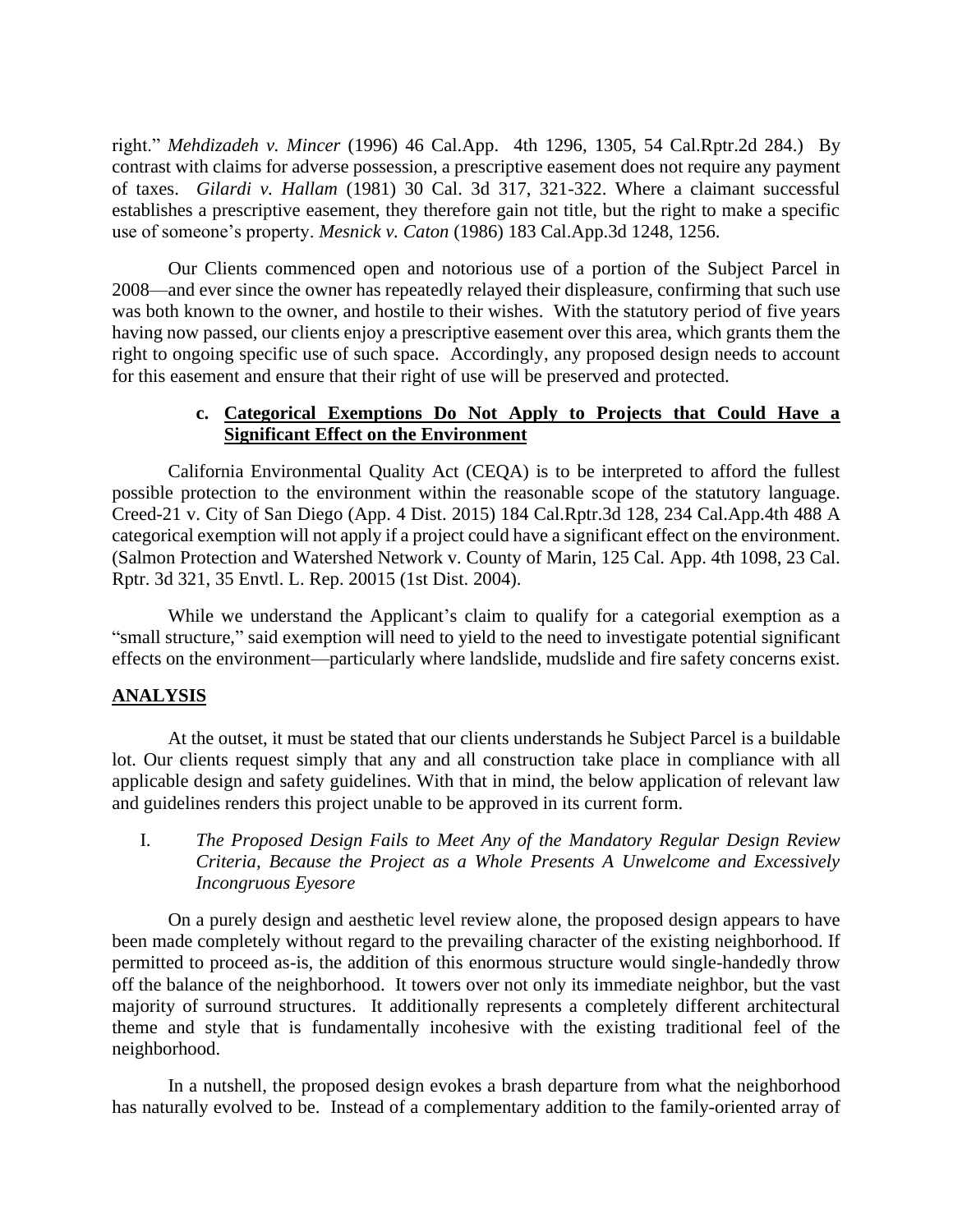right." *Mehdizadeh v. Mincer* (1996) 46 Cal.App. 4th 1296, 1305, 54 Cal.Rptr.2d 284.) By contrast with claims for adverse possession, a prescriptive easement does not require any payment of taxes. *Gilardi v. Hallam* (1981) 30 Cal. 3d 317, 321-322. Where a claimant successful establishes a prescriptive easement, they therefore gain not title, but the right to make a specific use of someone's property. *Mesnick v. Caton* (1986) 183 Cal.App.3d 1248, 1256.

Our Clients commenced open and notorious use of a portion of the Subject Parcel in 2008—and ever since the owner has repeatedly relayed their displeasure, confirming that such use was both known to the owner, and hostile to their wishes. With the statutory period of five years having now passed, our clients enjoy a prescriptive easement over this area, which grants them the right to ongoing specific use of such space. Accordingly, any proposed design needs to account for this easement and ensure that their right of use will be preserved and protected.

**c. Categorical Exemptions Do Not Apply to Projects that Could Have a Significant Effect on the Environment**

California Environmental Quality Act (CEQA) is to be interpreted to afford the fullest possible protection to the environment within the reasonable scope of the statutory language. Creed-21 v. City of San Diego (App. 4 Dist. 2015) 184 Cal.Rptr.3d 128, 234 Cal.App.4th 488 A categorical exemption will not apply if a project could have a significant effect on the environment. (Salmon Protection and Watershed Network v. County of Marin, 125 Cal. App. 4th 1098, 23 Cal. Rptr. 3d 321, 35 Envtl. L. Rep. 20015 (1st Dist. 2004).

While we understand the Applicant's claim to qualify for a categorial exemption as a "small structure," said exemption will need to yield to the need to investigate potential significant effects on the environment—particularly where landslide, mudslide and fire safety concerns exist.

## ANALYSIS

At the outset, it must be stated that our clients understands he Subject Parcel is a buildable lot. Our clients request simply that any and all construction take place in compliance with all applicable design and safety guidelines. With that in mind, the below application of relevant law and guidelines renders this project unable to be approved in its current form.

I. *The Proposed Design Fails to Meet Any of the Mandatory Regular Design Review Criteria, Because the Project as a Whole Presents A Unwelcome and Excessively Incongruous Eyesore*

On a purely design and aesthetic level review alone, the proposed design appears to have been made completely without regard to the prevailing character of the existing neighborhood. If permitted to proceed as-is, the addition of this enormous structure would single-handedly throw off the balance of the neighborhood. It towers over not only its immediate neighbor, but the vast majority of surround structures. It additionally represents a completely different architectural theme and style that is fundamentally incohesive with the existing traditional feel of the neighborhood.

In a nutshell, the proposed design evokes a brash departure from what the neighborhood has naturally evolved to be. Instead of a complementary addition to the family-oriented array of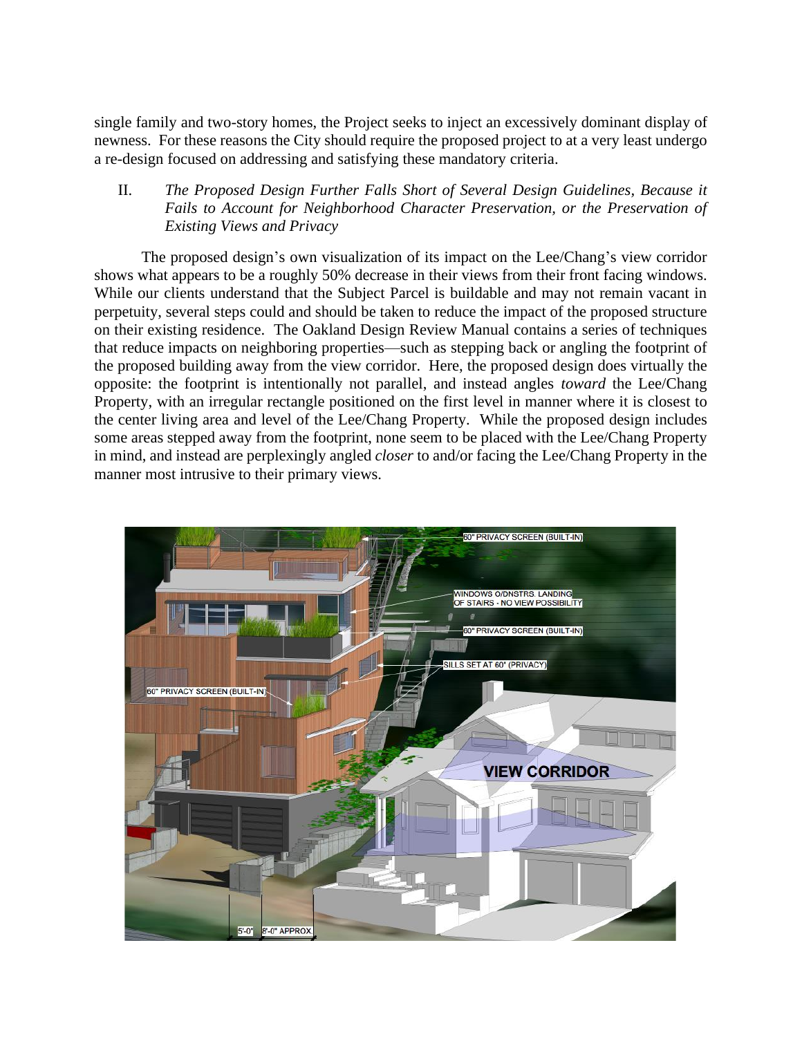single family and two-story homes, the Project seeks to inject an excessively dominant display of newness. For these reasons the City should require the proposed project to at a very least undergo a re-design focused on addressing and satisfying these mandatory criteria.

II. *The Proposed Design Further Falls Short of Several Design Guidelines, Because it Fails to Account for Neighborhood Character Preservation, or the Preservation of Existing Views and Privacy*

The proposed design's own visualization of its impact on the Lee/Chang's view corridor shows what appears to be a roughly 50% decrease in their views from their front facing windows. While our clients understand that the Subject Parcel is buildable and may not remain vacant in perpetuity, several steps could and should be taken to reduce the impact of the proposed structure on their existing residence. The Oakland Design Review Manual contains a series of techniques that reduce impacts on neighboring properties—such as stepping back or angling the footprint of the proposed building away from the view corridor. Here, the proposed design does virtually the opposite: the footprint is intentionally not parallel, and instead angles *toward* the Lee/Chang Property, with an irregular rectangle positioned on the first level in manner where it is closest to the center living area and level of the Lee/Chang Property. While the proposed design includes some areas stepped away from the footprint, none seem to be placed with the Lee/Chang Property in mind, and instead are perplexingly angled *closer* to and/or facing the Lee/Chang Property in the manner most intrusive to their primary views.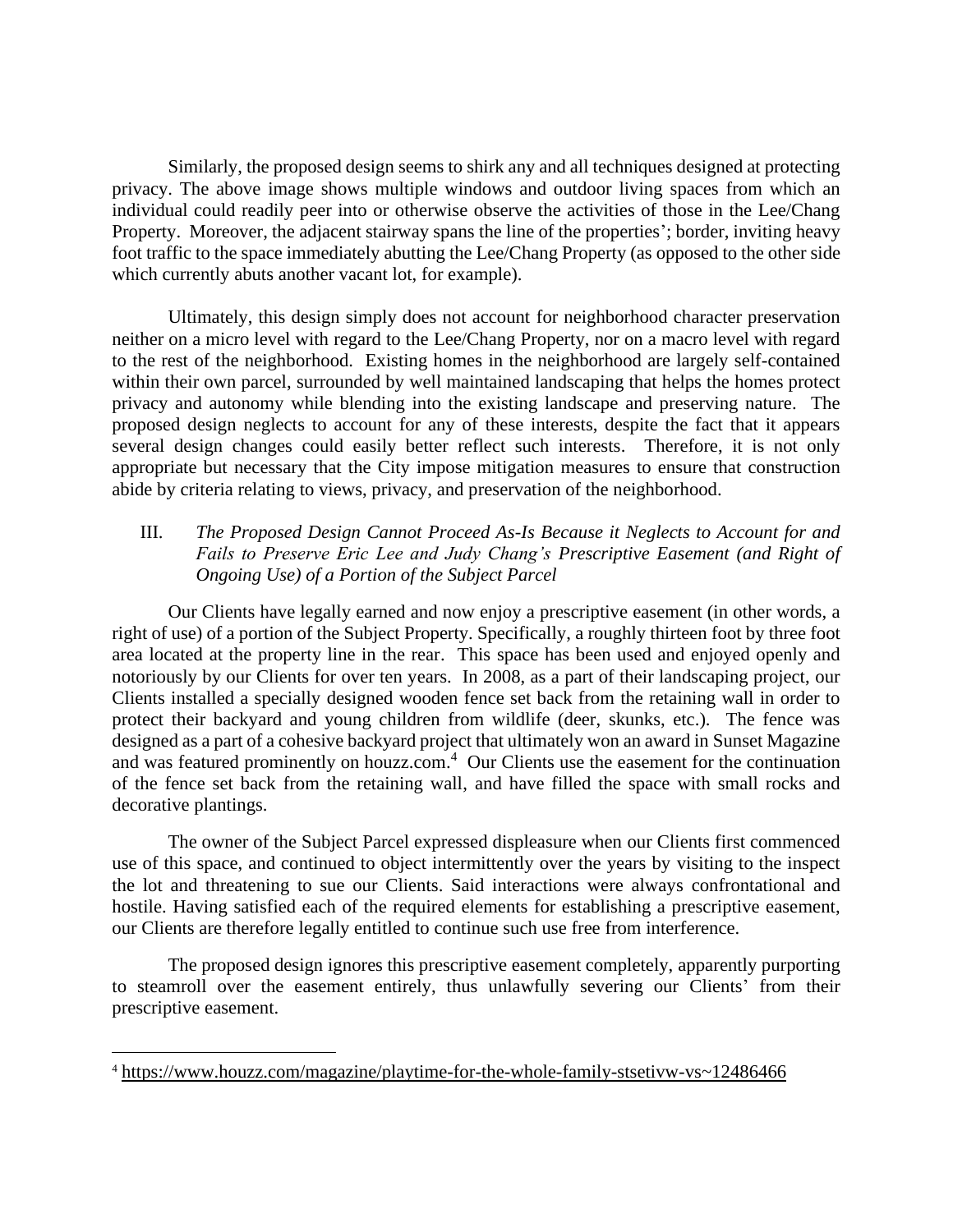Similarly, the proposed design seems to shirk any and all techniques designed at protecting privacy. The above image shows multiple windows and outdoor living spaces from which an individual could readily peer into or otherwise observe the activities of those in the Lee/Chang Property. Moreover, the adjacent stairway spans the line of the properties'; border, inviting heavy foot traffic to the space immediately abutting the Lee/Chang Property (as opposed to the other side which currently abuts another vacant lot, for example).

Ultimately, this design simply does not account for neighborhood character preservation neither on a micro level with regard to the Lee/Chang Property, nor on a macro level with regard to the rest of the neighborhood. Existing homes in the neighborhood are largely self-contained within their own parcel, surrounded by well maintained landscaping that helps the homes protect privacy and autonomy while blending into the existing landscape and preserving nature. The proposed design neglects to account for any of these interests, despite the fact that it appears several design changes could easily better reflect such interests. Therefore, it is not only appropriate but necessary that the City impose mitigation measures to ensure that construction abide by criteria relating to views, privacy, and preservation of the neighborhood.

### III. *The Proposed Design Cannot Proceed As-Is Because it Neglects to Account for and Fails to Preserve Eric Lee and Judy Chang's Prescriptive Easement (and Right of Ongoing Use) of a Portion of the Subject Parcel*

Our Clients have legally earned and now enjoy a prescriptive easement (in other words, a right of use) of a portion of the Subject Property. Specifically, a roughly thirteen foot by three foot area located at the property line in the rear. This space has been used and enjoyed openly and notoriously by our Clients for over ten years. In 2008, as a part of their landscaping project, our Clients installed a specially designed wooden fence set back from the retaining wall in order to protect their backyard and young children from wildlife (deer, skunks, etc.). The fence was designed as a part of a cohesive backyard project that ultimately won an award in Sunset Magazine and was featured prominently on houzz.com.[4] Our Clients use the easement for the continuation of the fence set back from the retaining wall, and have filled the space with small rocks and decorative plantings.

The owner of the Subject Parcel expressed displeasure when our Clients first commenced use of this space, and continued to object intermittently over the years by visiting to the inspect the lot and threatening to sue our Clients. Said interactions were always confrontational and hostile. Having satisfied each of the required elements for establishing a prescriptive easement, our Clients are therefore legally entitled to continue such use free from interference.

The proposed design ignores this prescriptive easement completely, apparently purporting to steamroll over the easement entirely, thus unlawfully severing our Clients' from their prescriptive easement.

---

[4] https://www.houzz.com/magazine/playtime-for-the-whole-family-stsetivw-vs~12486466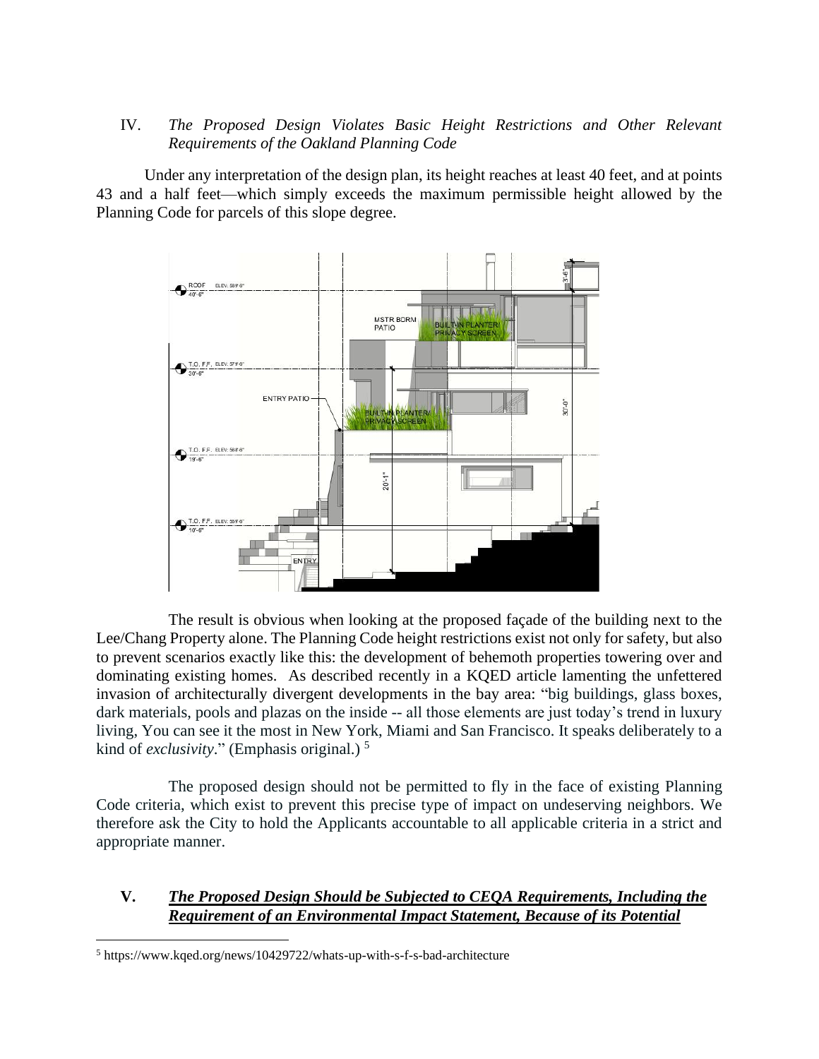IV. *The Proposed Design Violates Basic Height Restrictions and Other Relevant Requirements of the Oakland Planning Code*

Under any interpretation of the design plan, its height reaches at least 40 feet, and at points 43 and a half feet—which simply exceeds the maximum permissible height allowed by the Planning Code for parcels of this slope degree.

The result is obvious when looking at the proposed façade of the building next to the Lee/Chang Property alone. The Planning Code height restrictions exist not only for safety, but also to prevent scenarios exactly like this: the development of behemoth properties towering over and dominating existing homes. As described recently in a KQED article lamenting the unfettered invasion of architecturally divergent developments in the bay area: "big buildings, glass boxes, dark materials, pools and plazas on the inside -- all those elements are just today's trend in luxury living, You can see it the most in New York, Miami and San Francisco. It speaks deliberately to a kind of *exclusivity*." (Emphasis original.) [5]

The proposed design should not be permitted to fly in the face of existing Planning Code criteria, which exist to prevent this precise type of impact on undeserving neighbors. We therefore ask the City to hold the Applicants accountable to all applicable criteria in a strict and appropriate manner.

## V. ***The Proposed Design Should be Subjected to CEQA Requirements, Including the Requirement of an Environmental Impact Statement, Because of its Potential***

[5] https://www.kqed.org/news/10429722/whats-up-with-s-f-s-bad-architecture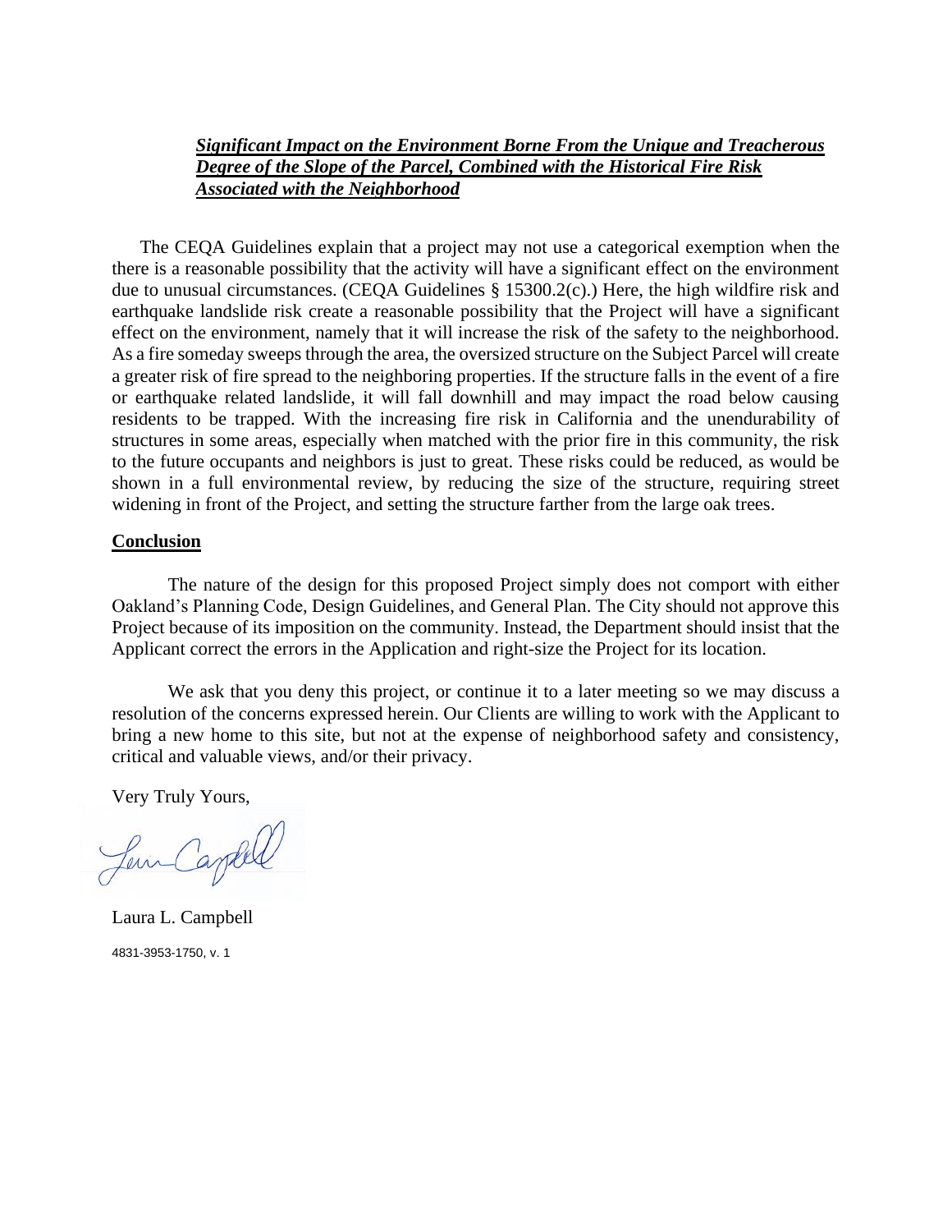***Significant Impact on the Environment Borne From the Unique and Treacherous Degree of the Slope of the Parcel, Combined with the Historical Fire Risk Associated with the Neighborhood***

The CEQA Guidelines explain that a project may not use a categorical exemption when the there is a reasonable possibility that the activity will have a significant effect on the environment due to unusual circumstances. (CEQA Guidelines § 15300.2(c).) Here, the high wildfire risk and earthquake landslide risk create a reasonable possibility that the Project will have a significant effect on the environment, namely that it will increase the risk of the safety to the neighborhood. As a fire someday sweeps through the area, the oversized structure on the Subject Parcel will create a greater risk of fire spread to the neighboring properties. If the structure falls in the event of a fire or earthquake related landslide, it will fall downhill and may impact the road below causing residents to be trapped. With the increasing fire risk in California and the unendurability of structures in some areas, especially when matched with the prior fire in this community, the risk to the future occupants and neighbors is just to great. These risks could be reduced, as would be shown in a full environmental review, by reducing the size of the structure, requiring street widening in front of the Project, and setting the structure farther from the large oak trees.

**Conclusion**

The nature of the design for this proposed Project simply does not comport with either Oakland's Planning Code, Design Guidelines, and General Plan. The City should not approve this Project because of its imposition on the community. Instead, the Department should insist that the Applicant correct the errors in the Application and right-size the Project for its location.

We ask that you deny this project, or continue it to a later meeting so we may discuss a resolution of the concerns expressed herein. Our Clients are willing to work with the Applicant to bring a new home to this site, but not at the expense of neighborhood safety and consistency, critical and valuable views, and/or their privacy.

Very Truly Yours,

Laura L. Campbell

4831-3953-1750, v. 1